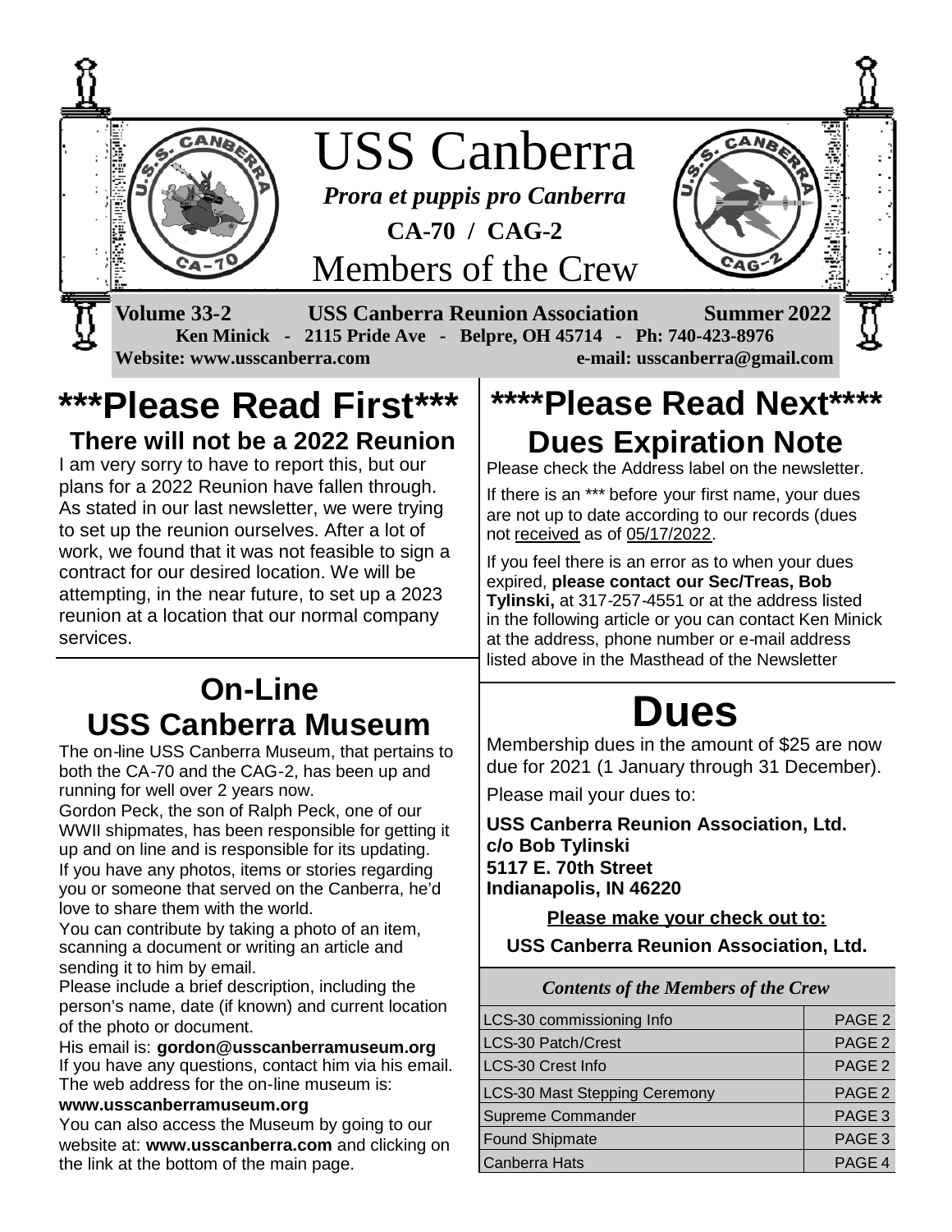# USS Canberra

***Prora et puppis pro Canberra***

**CA-70 / CAG-2**

## Members of the Crew

**Volume 33-2** **USS Canberra Reunion Association** **Summer 2022**

**Ken Minick - 2115 Pride Ave - Belpre, OH 45714 - Ph: 740-423-8976**

**Website: www.usscanberra.com** **e-mail: usscanberra@gmail.com**

## ***Please Read First***

### There will not be a 2022 Reunion

I am very sorry to have to report this, but our plans for a 2022 Reunion have fallen through. As stated in our last newsletter, we were trying to set up the reunion ourselves. After a lot of work, we found that it was not feasible to sign a contract for our desired location. We will be attempting, in the near future, to set up a 2023 reunion at a location that our normal company services.

## On-Line USS Canberra Museum

The on-line USS Canberra Museum, that pertains to both the CA-70 and the CAG-2, has been up and running for well over 2 years now.

Gordon Peck, the son of Ralph Peck, one of our WWII shipmates, has been responsible for getting it up and on line and is responsible for its updating. If you have any photos, items or stories regarding you or someone that served on the Canberra, he'd love to share them with the world.

You can contribute by taking a photo of an item, scanning a document or writing an article and sending it to him by email.

Please include a brief description, including the person's name, date (if known) and current location of the photo or document.

His email is: **gordon@usscanberramuseum.org**
If you have any questions, contact him via his email.
The web address for the on-line museum is:
**www.usscanberramuseum.org**

You can also access the Museum by going to our website at: **www.usscanberra.com** and clicking on the link at the bottom of the main page.

## ****Please Read Next****

### Dues Expiration Note

Please check the Address label on the newsletter.

If there is an *** before your first name, your dues are not up to date according to our records (dues not received as of 05/17/2022.

If you feel there is an error as to when your dues expired, **please contact our Sec/Treas, Bob Tylinski,** at 317-257-4551 or at the address listed in the following article or you can contact Ken Minick at the address, phone number or e-mail address listed above in the Masthead of the Newsletter

## Dues

Membership dues in the amount of $25 are now due for 2021 (1 January through 31 December).

Please mail your dues to:

**USS Canberra Reunion Association, Ltd.**
**c/o Bob Tylinski**
**5117 E. 70th Street**
**Indianapolis, IN 46220**

**Please make your check out to:**

**USS Canberra Reunion Association, Ltd.**

| *Contents of the Members of the Crew* | |
|---|---|
| LCS-30 commissioning Info | PAGE 2 |
| LCS-30 Patch/Crest | PAGE 2 |
| LCS-30 Crest Info | PAGE 2 |
| LCS-30 Mast Stepping Ceremony | PAGE 2 |
| Supreme Commander | PAGE 3 |
| Found Shipmate | PAGE 3 |
| Canberra Hats | PAGE 4 |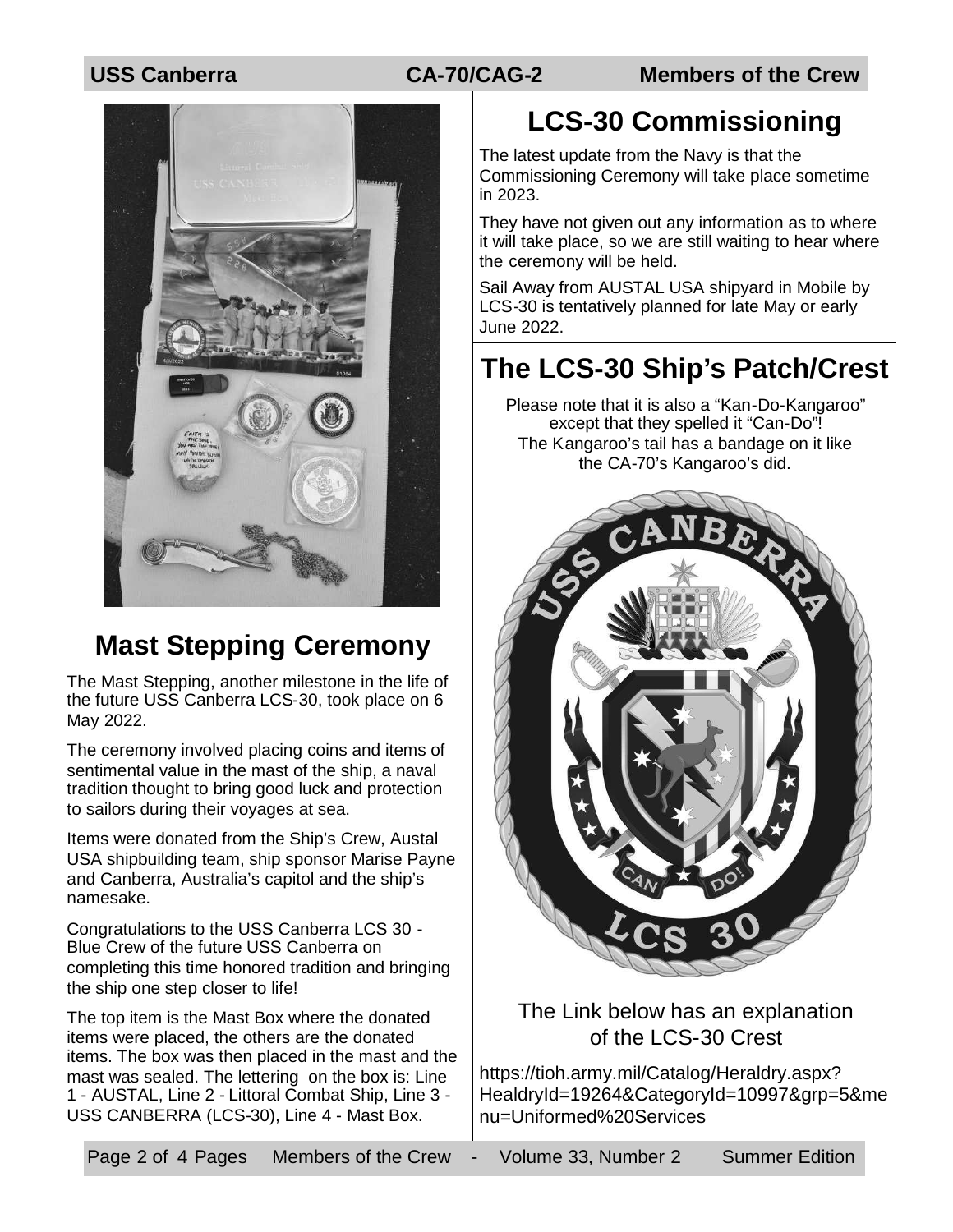# Mast Stepping Ceremony

The Mast Stepping, another milestone in the life of the future USS Canberra LCS-30, took place on 6 May 2022.

The ceremony involved placing coins and items of sentimental value in the mast of the ship, a naval tradition thought to bring good luck and protection to sailors during their voyages at sea.

Items were donated from the Ship's Crew, Austal USA shipbuilding team, ship sponsor Marise Payne and Canberra, Australia's capitol and the ship's namesake.

Congratulations to the USS Canberra LCS 30 - Blue Crew of the future USS Canberra on completing this time honored tradition and bringing the ship one step closer to life!

The top item is the Mast Box where the donated items were placed, the others are the donated items. The box was then placed in the mast and the mast was sealed. The lettering on the box is: Line 1 - AUSTAL, Line 2 - Littoral Combat Ship, Line 3 - USS CANBERRA (LCS-30), Line 4 - Mast Box.

# LCS-30 Commissioning

The latest update from the Navy is that the Commissioning Ceremony will take place sometime in 2023.

They have not given out any information as to where it will take place, so we are still waiting to hear where the ceremony will be held.

Sail Away from AUSTAL USA shipyard in Mobile by LCS-30 is tentatively planned for late May or early June 2022.

# The LCS-30 Ship's Patch/Crest

Please note that it is also a "Kan-Do-Kangaroo" except that they spelled it "Can-Do"!
The Kangaroo's tail has a bandage on it like the CA-70's Kangaroo's did.

The Link below has an explanation of the LCS-30 Crest

https://tioh.army.mil/Catalog/Heraldry.aspx?HealdryId=19264&CategoryId=10997&grp=5&menu=Uniformed%20Services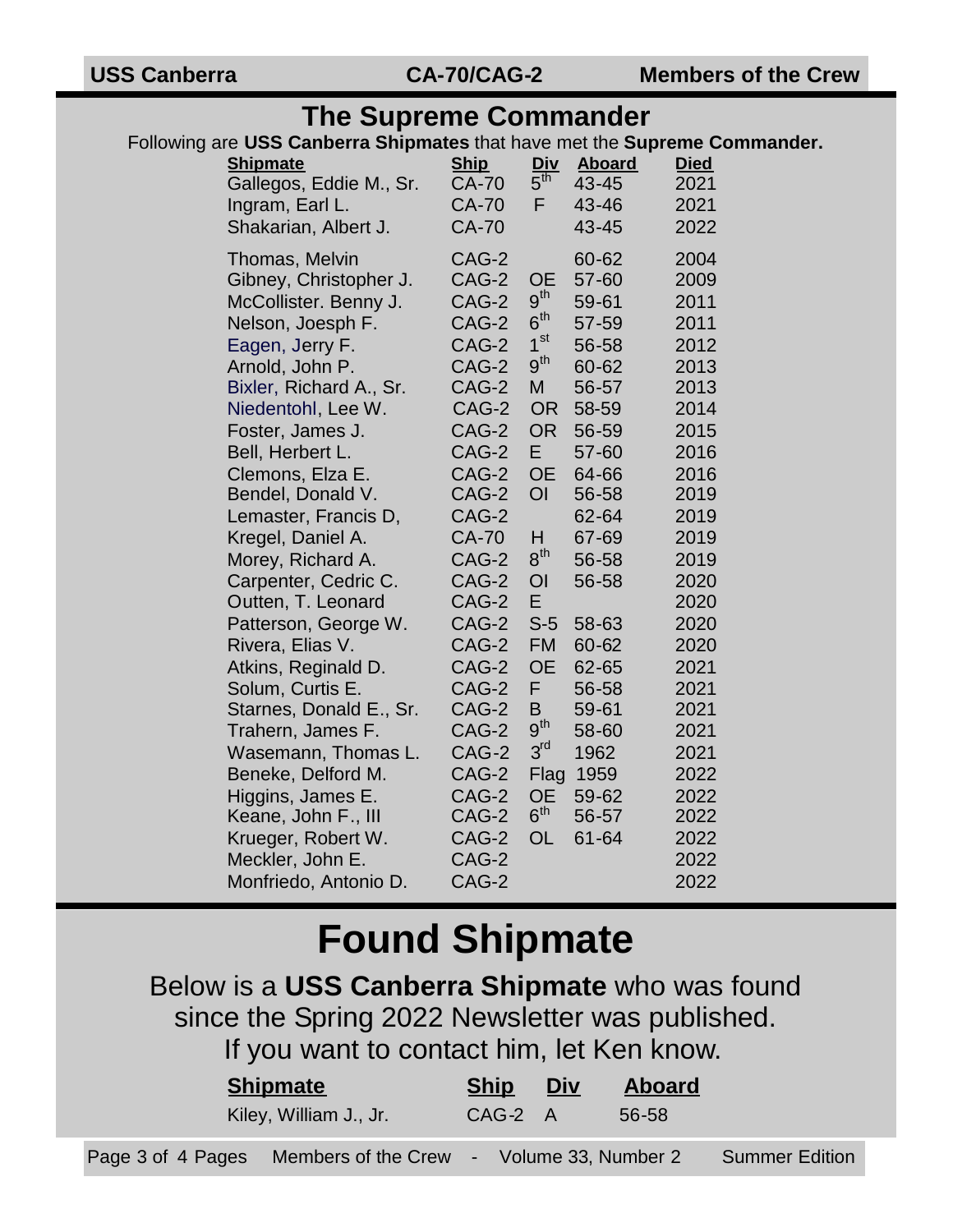# The Supreme Commander

Following are **USS Canberra Shipmates** that have met the **Supreme Commander.**

| Shipmate | Ship | Div | Aboard | Died |
|---|---|---|---|---|
| Gallegos, Eddie M., Sr. | CA-70 | 5th | 43-45 | 2021 |
| Ingram, Earl L. | CA-70 | F | 43-46 | 2021 |
| Shakarian, Albert J. | CA-70 | | 43-45 | 2022 |
| Thomas, Melvin | CAG-2 | | 60-62 | 2004 |
| Gibney, Christopher J. | CAG-2 | OE | 57-60 | 2009 |
| McCollister. Benny J. | CAG-2 | 9th | 59-61 | 2011 |
| Nelson, Joesph F. | CAG-2 | 6th | 57-59 | 2011 |
| Eagen, Jerry F. | CAG-2 | 1st | 56-58 | 2012 |
| Arnold, John P. | CAG-2 | 9th | 60-62 | 2013 |
| Bixler, Richard A., Sr. | CAG-2 | M | 56-57 | 2013 |
| Niedentohl, Lee W. | CAG-2 | OR | 58-59 | 2014 |
| Foster, James J. | CAG-2 | OR | 56-59 | 2015 |
| Bell, Herbert L. | CAG-2 | E | 57-60 | 2016 |
| Clemons, Elza E. | CAG-2 | OE | 64-66 | 2016 |
| Bendel, Donald V. | CAG-2 | OI | 56-58 | 2019 |
| Lemaster, Francis D, | CAG-2 | | 62-64 | 2019 |
| Kregel, Daniel A. | CA-70 | H | 67-69 | 2019 |
| Morey, Richard A. | CAG-2 | 8th | 56-58 | 2019 |
| Carpenter, Cedric C. | CAG-2 | OI | 56-58 | 2020 |
| Outten, T. Leonard | CAG-2 | E | | 2020 |
| Patterson, George W. | CAG-2 | S-5 | 58-63 | 2020 |
| Rivera, Elias V. | CAG-2 | FM | 60-62 | 2020 |
| Atkins, Reginald D. | CAG-2 | OE | 62-65 | 2021 |
| Solum, Curtis E. | CAG-2 | F | 56-58 | 2021 |
| Starnes, Donald E., Sr. | CAG-2 | B | 59-61 | 2021 |
| Trahern, James F. | CAG-2 | 9th | 58-60 | 2021 |
| Wasemann, Thomas L. | CAG-2 | 3rd | 1962 | 2021 |
| Beneke, Delford M. | CAG-2 | Flag | 1959 | 2022 |
| Higgins, James E. | CAG-2 | OE | 59-62 | 2022 |
| Keane, John F., III | CAG-2 | 6th | 56-57 | 2022 |
| Krueger, Robert W. | CAG-2 | OL | 61-64 | 2022 |
| Meckler, John E. | CAG-2 | | | 2022 |
| Monfriedo, Antonio D. | CAG-2 | | | 2022 |

# Found Shipmate

Below is a **USS Canberra Shipmate** who was found since the Spring 2022 Newsletter was published. If you want to contact him, let Ken know.

| Shipmate | Ship | Div | Aboard |
|---|---|---|---|
| Kiley, William J., Jr. | CAG-2 | A | 56-58 |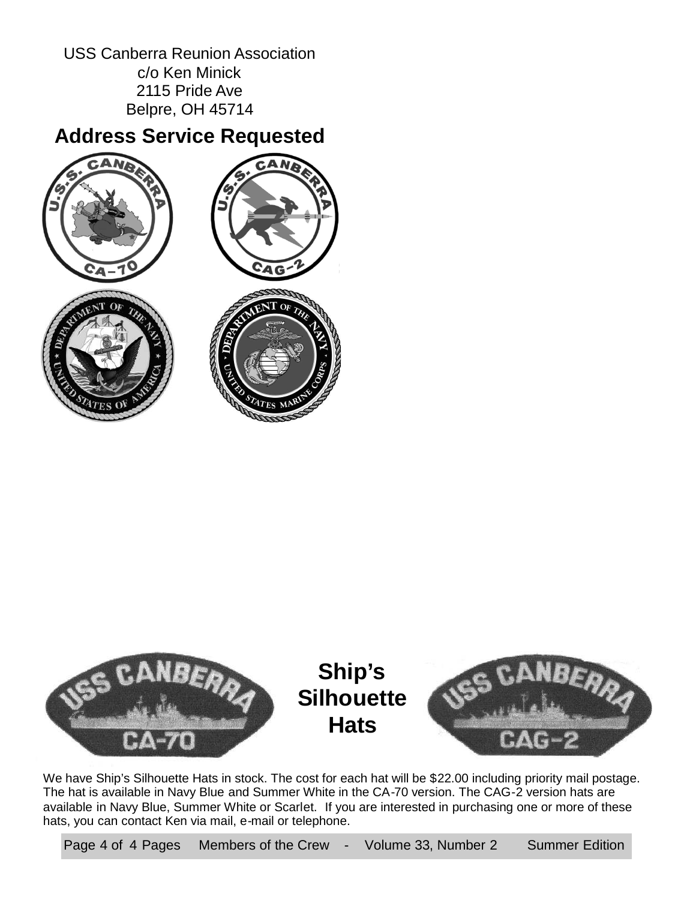USS Canberra Reunion Association
c/o Ken Minick
2115 Pride Ave
Belpre, OH 45714

**Address Service Requested**

## Ship's Silhouette Hats

We have Ship's Silhouette Hats in stock. The cost for each hat will be $22.00 including priority mail postage. The hat is available in Navy Blue and Summer White in the CA-70 version. The CAG-2 version hats are available in Navy Blue, Summer White or Scarlet. If you are interested in purchasing one or more of these hats, you can contact Ken via mail, e-mail or telephone.